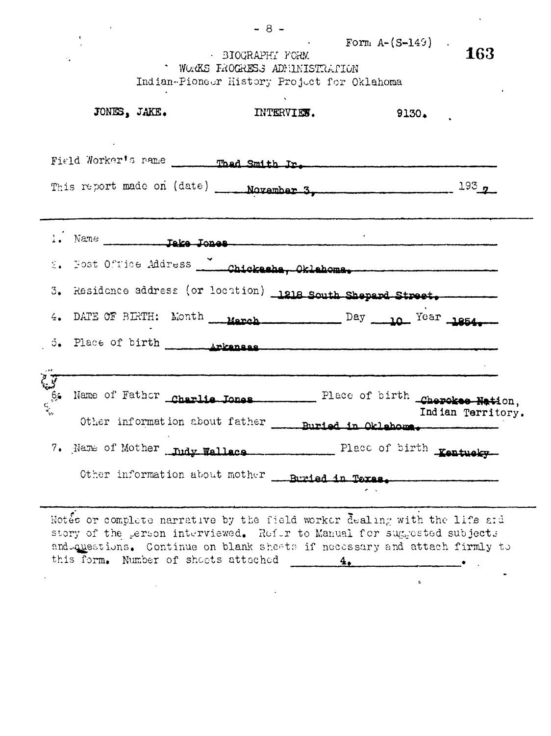Form A-(S-149)

BIOGRAPHY FORM
WORKS PROGRESS ADMINISTRATION
Indian-Pioneer History Project for Oklahoma

JONES, JAKE. INTERVIEW. 9130.

Field Worker's name Thad Smith Jr.

This report made on (date) November 3, 1937

1. Name Jake Jones
2. Post Office Address Chickasha, Oklahoma.
3. Residence address (or location) 1218 South Shepard Street.
4. DATE OF BIRTH: Month March Day 10 Year 1864.
5. Place of birth Arkansas

6. Name of Father Charlie Jones Place of birth Cherokee Nation, Indian Territory.

   Other information about father Buried in Oklahoma.

7. Name of Mother Judy Wallace Place of birth Kentucky

   Other information about mother Buried in Texas.

Notes or complete narrative by the field worker dealing with the life and story of the person interviewed. Refer to Manual for suggested subjects and questions. Continue on blank sheets if necessary and attach firmly to this form. Number of sheets attached 4.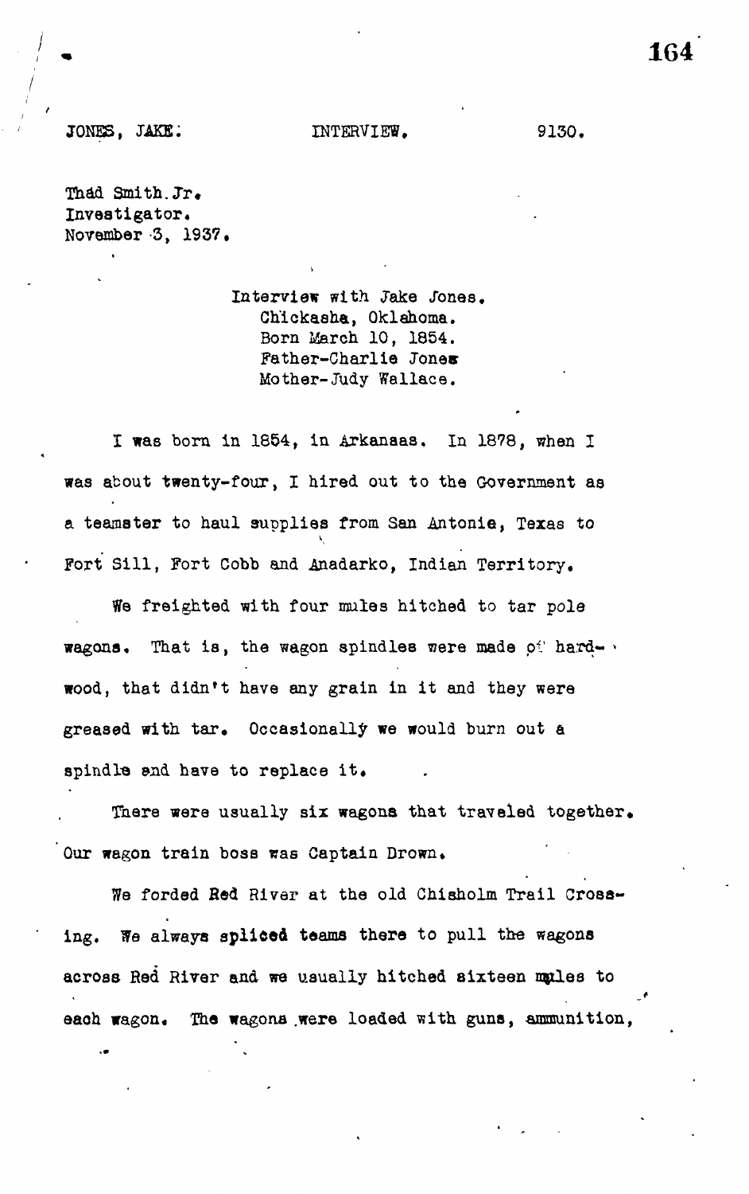JONES, JAKE. INTERVIEW. 9130.

Thad Smith.Jr.
Investigator.
November 3, 1937.

Interview with Jake Jones.
Chickasha, Oklahoma.
Born March 10, 1854.
Father-Charlie Jones
Mother-Judy Wallace.

I was born in 1854, in Arkansas. In 1878, when I was about twenty-four, I hired out to the Government as a teamster to haul supplies from San Antonie, Texas to Fort Sill, Fort Cobb and Anadarko, Indian Territory.

We freighted with four mules hitched to tar pole wagons. That is, the wagon spindles were made of hard-wood, that didn't have any grain in it and they were greased with tar. Occasionally we would burn out a spindle and have to replace it.

There were usually six wagons that traveled together. Our wagon train boss was Captain Drown.

We forded Red River at the old Chisholm Trail Crossing. We always spliced teams there to pull the wagons across Red River and we usually hitched sixteen mules to each wagon. The wagons were loaded with guns, ammunition,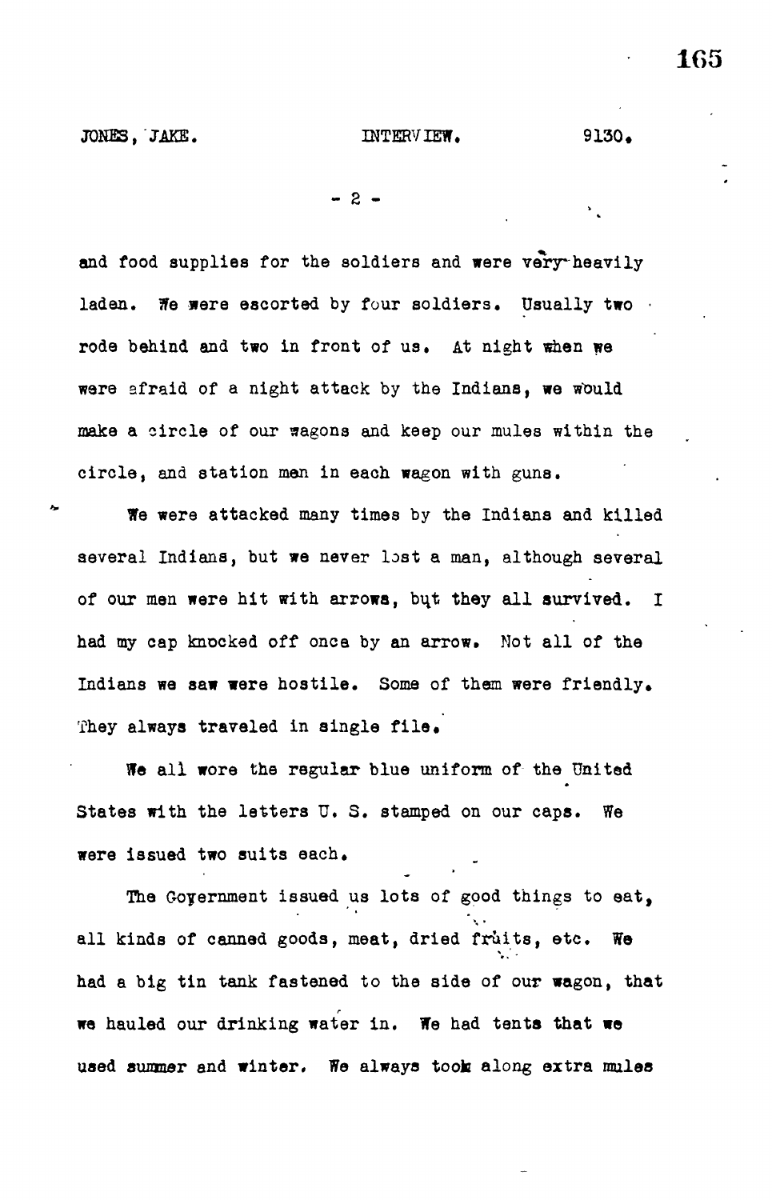and food supplies for the soldiers and were very heavily laden. We were escorted by four soldiers. Usually two rode behind and two in front of us. At night when we were afraid of a night attack by the Indians, we would make a circle of our wagons and keep our mules within the circle, and station men in each wagon with guns.

We were attacked many times by the Indians and killed several Indians, but we never lost a man, although several of our men were hit with arrows, but they all survived. I had my cap knocked off once by an arrow. Not all of the Indians we saw were hostile. Some of them were friendly. They always traveled in single file.

We all wore the regular blue uniform of the United States with the letters U. S. stamped on our caps. We were issued two suits each.

The Government issued us lots of good things to eat, all kinds of canned goods, meat, dried fruits, etc. We had a big tin tank fastened to the side of our wagon, that we hauled our drinking water in. We had tents that we used summer and winter. We always took along extra mules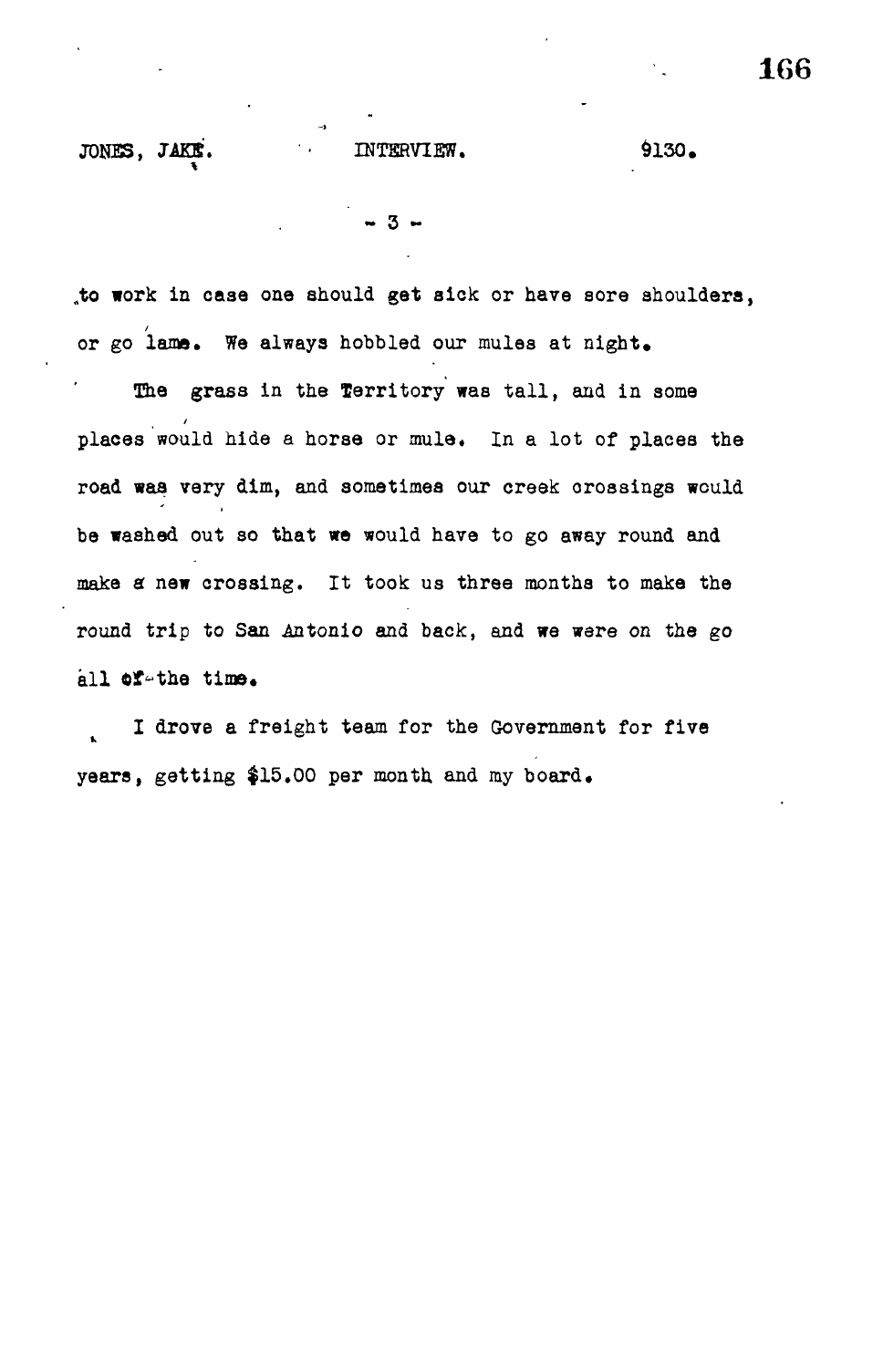to work in case one should get sick or have sore shoulders, or go lame. We always hobbled our mules at night.

The grass in the Territory was tall, and in some places would hide a horse or mule. In a lot of places the road was very dim, and sometimes our creek crossings would be washed out so that we would have to go away round and make a new crossing. It took us three months to make the round trip to San Antonio and back, and we were on the go all of the time.

I drove a freight team for the Government for five years, getting $15.00 per month and my board.